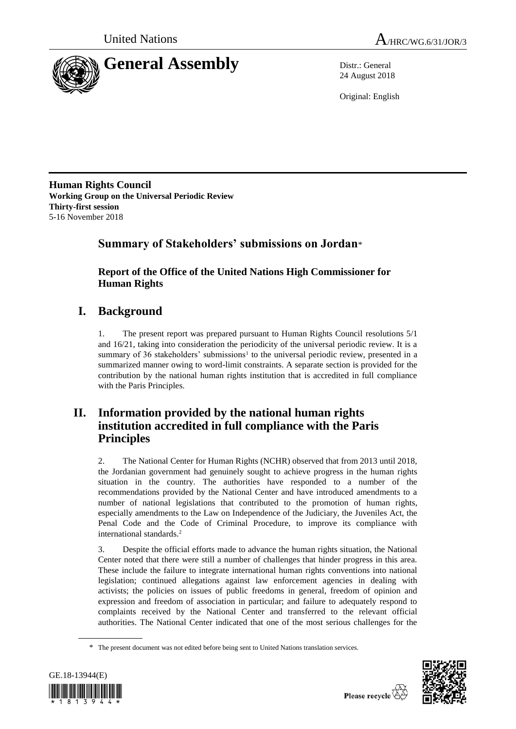United Nations A/HRC/WG.6/31/JOR/3

# General Assembly

Distr.: General
24 August 2018

Original: English

**Human Rights Council**
**Working Group on the Universal Periodic Review**
**Thirty-first session**
5-16 November 2018

## Summary of Stakeholders' submissions on Jordan*

### Report of the Office of the United Nations High Commissioner for Human Rights

## I. Background

1. The present report was prepared pursuant to Human Rights Council resolutions 5/1 and 16/21, taking into consideration the periodicity of the universal periodic review. It is a summary of 36 stakeholders' submissions[1] to the universal periodic review, presented in a summarized manner owing to word-limit constraints. A separate section is provided for the contribution by the national human rights institution that is accredited in full compliance with the Paris Principles.

## II. Information provided by the national human rights institution accredited in full compliance with the Paris Principles

2. The National Center for Human Rights (NCHR) observed that from 2013 until 2018, the Jordanian government had genuinely sought to achieve progress in the human rights situation in the country. The authorities have responded to a number of the recommendations provided by the National Center and have introduced amendments to a number of national legislations that contributed to the promotion of human rights, especially amendments to the Law on Independence of the Judiciary, the Juveniles Act, the Penal Code and the Code of Criminal Procedure, to improve its compliance with international standards.[2]

3. Despite the official efforts made to advance the human rights situation, the National Center noted that there were still a number of challenges that hinder progress in this area. These include the failure to integrate international human rights conventions into national legislation; continued allegations against law enforcement agencies in dealing with activists; the policies on issues of public freedoms in general, freedom of opinion and expression and freedom of association in particular; and failure to adequately respond to complaints received by the National Center and transferred to the relevant official authorities. The National Center indicated that one of the most serious challenges for the

\* The present document was not edited before being sent to United Nations translation services.

GE.18-13944(E)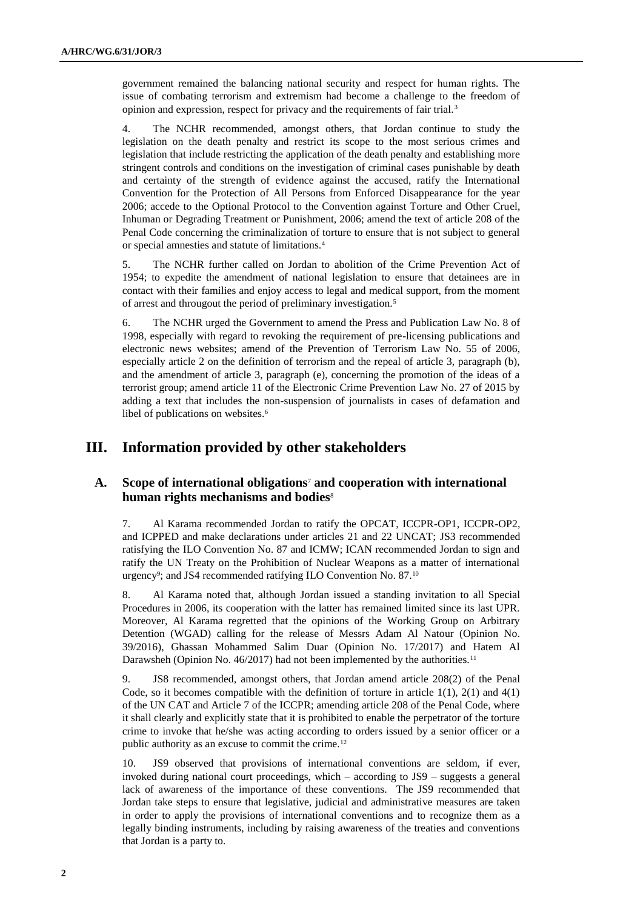government remained the balancing national security and respect for human rights. The issue of combating terrorism and extremism had become a challenge to the freedom of opinion and expression, respect for privacy and the requirements of fair trial.[3]

4. The NCHR recommended, amongst others, that Jordan continue to study the legislation on the death penalty and restrict its scope to the most serious crimes and legislation that include restricting the application of the death penalty and establishing more stringent controls and conditions on the investigation of criminal cases punishable by death and certainty of the strength of evidence against the accused, ratify the International Convention for the Protection of All Persons from Enforced Disappearance for the year 2006; accede to the Optional Protocol to the Convention against Torture and Other Cruel, Inhuman or Degrading Treatment or Punishment, 2006; amend the text of article 208 of the Penal Code concerning the criminalization of torture to ensure that is not subject to general or special amnesties and statute of limitations.[4]

5. The NCHR further called on Jordan to abolition of the Crime Prevention Act of 1954; to expedite the amendment of national legislation to ensure that detainees are in contact with their families and enjoy access to legal and medical support, from the moment of arrest and througout the period of preliminary investigation.[5]

6. The NCHR urged the Government to amend the Press and Publication Law No. 8 of 1998, especially with regard to revoking the requirement of pre-licensing publications and electronic news websites; amend of the Prevention of Terrorism Law No. 55 of 2006, especially article 2 on the definition of terrorism and the repeal of article 3, paragraph (b), and the amendment of article 3, paragraph (e), concerning the promotion of the ideas of a terrorist group; amend article 11 of the Electronic Crime Prevention Law No. 27 of 2015 by adding a text that includes the non-suspension of journalists in cases of defamation and libel of publications on websites.[6]

# III. Information provided by other stakeholders

## A. Scope of international obligations[7] and cooperation with international human rights mechanisms and bodies[8]

7. Al Karama recommended Jordan to ratify the OPCAT, ICCPR-OP1, ICCPR-OP2, and ICPPED and make declarations under articles 21 and 22 UNCAT; JS3 recommended ratisfying the ILO Convention No. 87 and ICMW; ICAN recommended Jordan to sign and ratify the UN Treaty on the Prohibition of Nuclear Weapons as a matter of international urgency[9]; and JS4 recommended ratifying ILO Convention No. 87.[10]

8. Al Karama noted that, although Jordan issued a standing invitation to all Special Procedures in 2006, its cooperation with the latter has remained limited since its last UPR. Moreover, Al Karama regretted that the opinions of the Working Group on Arbitrary Detention (WGAD) calling for the release of Messrs Adam Al Natour (Opinion No. 39/2016), Ghassan Mohammed Salim Duar (Opinion No. 17/2017) and Hatem Al Darawsheh (Opinion No. 46/2017) had not been implemented by the authorities.[11]

9. JS8 recommended, amongst others, that Jordan amend article 208(2) of the Penal Code, so it becomes compatible with the definition of torture in article 1(1), 2(1) and 4(1) of the UN CAT and Article 7 of the ICCPR; amending article 208 of the Penal Code, where it shall clearly and explicitly state that it is prohibited to enable the perpetrator of the torture crime to invoke that he/she was acting according to orders issued by a senior officer or a public authority as an excuse to commit the crime.[12]

10. JS9 observed that provisions of international conventions are seldom, if ever, invoked during national court proceedings, which – according to JS9 – suggests a general lack of awareness of the importance of these conventions. The JS9 recommended that Jordan take steps to ensure that legislative, judicial and administrative measures are taken in order to apply the provisions of international conventions and to recognize them as a legally binding instruments, including by raising awareness of the treaties and conventions that Jordan is a party to.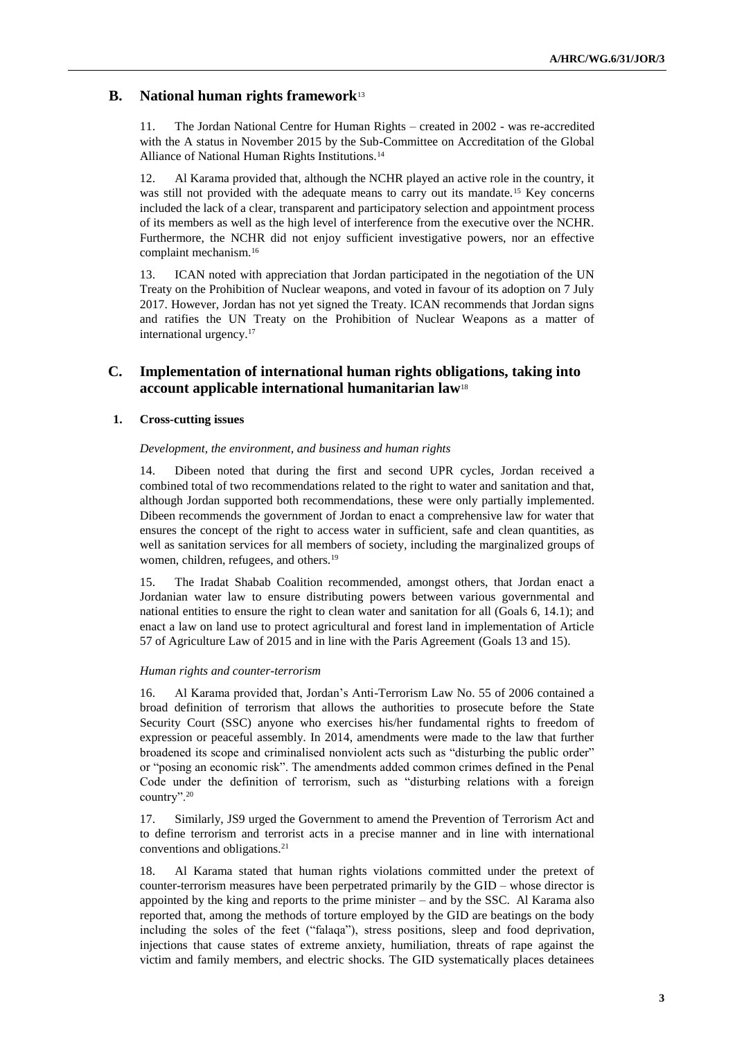## B. National human rights framework[13]

11. The Jordan National Centre for Human Rights – created in 2002 - was re-accredited with the A status in November 2015 by the Sub-Committee on Accreditation of the Global Alliance of National Human Rights Institutions.[14]

12. Al Karama provided that, although the NCHR played an active role in the country, it was still not provided with the adequate means to carry out its mandate.[15] Key concerns included the lack of a clear, transparent and participatory selection and appointment process of its members as well as the high level of interference from the executive over the NCHR. Furthermore, the NCHR did not enjoy sufficient investigative powers, nor an effective complaint mechanism.[16]

13. ICAN noted with appreciation that Jordan participated in the negotiation of the UN Treaty on the Prohibition of Nuclear weapons, and voted in favour of its adoption on 7 July 2017. However, Jordan has not yet signed the Treaty. ICAN recommends that Jordan signs and ratifies the UN Treaty on the Prohibition of Nuclear Weapons as a matter of international urgency.[17]

## C. Implementation of international human rights obligations, taking into account applicable international humanitarian law[18]

### 1. Cross-cutting issues

*Development, the environment, and business and human rights*

14. Dibeen noted that during the first and second UPR cycles, Jordan received a combined total of two recommendations related to the right to water and sanitation and that, although Jordan supported both recommendations, these were only partially implemented. Dibeen recommends the government of Jordan to enact a comprehensive law for water that ensures the concept of the right to access water in sufficient, safe and clean quantities, as well as sanitation services for all members of society, including the marginalized groups of women, children, refugees, and others.[19]

15. The Iradat Shabab Coalition recommended, amongst others, that Jordan enact a Jordanian water law to ensure distributing powers between various governmental and national entities to ensure the right to clean water and sanitation for all (Goals 6, 14.1); and enact a law on land use to protect agricultural and forest land in implementation of Article 57 of Agriculture Law of 2015 and in line with the Paris Agreement (Goals 13 and 15).

*Human rights and counter-terrorism*

16. Al Karama provided that, Jordan's Anti-Terrorism Law No. 55 of 2006 contained a broad definition of terrorism that allows the authorities to prosecute before the State Security Court (SSC) anyone who exercises his/her fundamental rights to freedom of expression or peaceful assembly. In 2014, amendments were made to the law that further broadened its scope and criminalised nonviolent acts such as "disturbing the public order" or "posing an economic risk". The amendments added common crimes defined in the Penal Code under the definition of terrorism, such as "disturbing relations with a foreign country".[20]

17. Similarly, JS9 urged the Government to amend the Prevention of Terrorism Act and to define terrorism and terrorist acts in a precise manner and in line with international conventions and obligations.[21]

18. Al Karama stated that human rights violations committed under the pretext of counter-terrorism measures have been perpetrated primarily by the GID – whose director is appointed by the king and reports to the prime minister – and by the SSC. Al Karama also reported that, among the methods of torture employed by the GID are beatings on the body including the soles of the feet ("falaqa"), stress positions, sleep and food deprivation, injections that cause states of extreme anxiety, humiliation, threats of rape against the victim and family members, and electric shocks. The GID systematically places detainees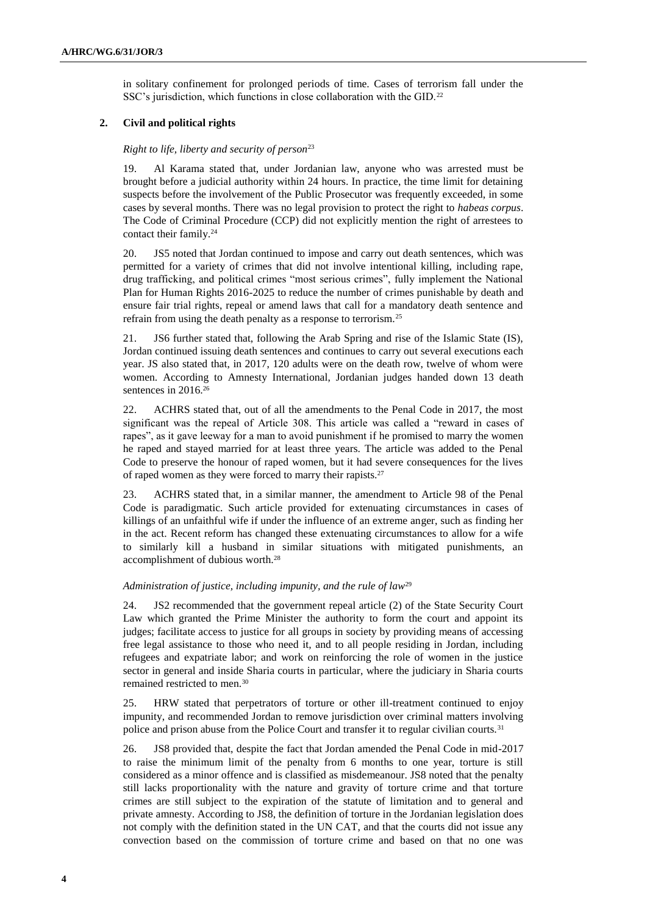in solitary confinement for prolonged periods of time. Cases of terrorism fall under the SSC's jurisdiction, which functions in close collaboration with the GID.[22]

### 2. Civil and political rights

*Right to life, liberty and security of person*[23]

19. Al Karama stated that, under Jordanian law, anyone who was arrested must be brought before a judicial authority within 24 hours. In practice, the time limit for detaining suspects before the involvement of the Public Prosecutor was frequently exceeded, in some cases by several months. There was no legal provision to protect the right to *habeas corpus*. The Code of Criminal Procedure (CCP) did not explicitly mention the right of arrestees to contact their family.[24]

20. JS5 noted that Jordan continued to impose and carry out death sentences, which was permitted for a variety of crimes that did not involve intentional killing, including rape, drug trafficking, and political crimes "most serious crimes", fully implement the National Plan for Human Rights 2016-2025 to reduce the number of crimes punishable by death and ensure fair trial rights, repeal or amend laws that call for a mandatory death sentence and refrain from using the death penalty as a response to terrorism.[25]

21. JS6 further stated that, following the Arab Spring and rise of the Islamic State (IS), Jordan continued issuing death sentences and continues to carry out several executions each year. JS also stated that, in 2017, 120 adults were on the death row, twelve of whom were women. According to Amnesty International, Jordanian judges handed down 13 death sentences in 2016.[26]

22. ACHRS stated that, out of all the amendments to the Penal Code in 2017, the most significant was the repeal of Article 308. This article was called a "reward in cases of rapes", as it gave leeway for a man to avoid punishment if he promised to marry the women he raped and stayed married for at least three years. The article was added to the Penal Code to preserve the honour of raped women, but it had severe consequences for the lives of raped women as they were forced to marry their rapists.[27]

23. ACHRS stated that, in a similar manner, the amendment to Article 98 of the Penal Code is paradigmatic. Such article provided for extenuating circumstances in cases of killings of an unfaithful wife if under the influence of an extreme anger, such as finding her in the act. Recent reform has changed these extenuating circumstances to allow for a wife to similarly kill a husband in similar situations with mitigated punishments, an accomplishment of dubious worth.[28]

*Administration of justice, including impunity, and the rule of law*[29]

24. JS2 recommended that the government repeal article (2) of the State Security Court Law which granted the Prime Minister the authority to form the court and appoint its judges; facilitate access to justice for all groups in society by providing means of accessing free legal assistance to those who need it, and to all people residing in Jordan, including refugees and expatriate labor; and work on reinforcing the role of women in the justice sector in general and inside Sharia courts in particular, where the judiciary in Sharia courts remained restricted to men.[30]

25. HRW stated that perpetrators of torture or other ill-treatment continued to enjoy impunity, and recommended Jordan to remove jurisdiction over criminal matters involving police and prison abuse from the Police Court and transfer it to regular civilian courts.[31]

26. JS8 provided that, despite the fact that Jordan amended the Penal Code in mid-2017 to raise the minimum limit of the penalty from 6 months to one year, torture is still considered as a minor offence and is classified as misdemeanour. JS8 noted that the penalty still lacks proportionality with the nature and gravity of torture crime and that torture crimes are still subject to the expiration of the statute of limitation and to general and private amnesty. According to JS8, the definition of torture in the Jordanian legislation does not comply with the definition stated in the UN CAT, and that the courts did not issue any convection based on the commission of torture crime and based on that no one was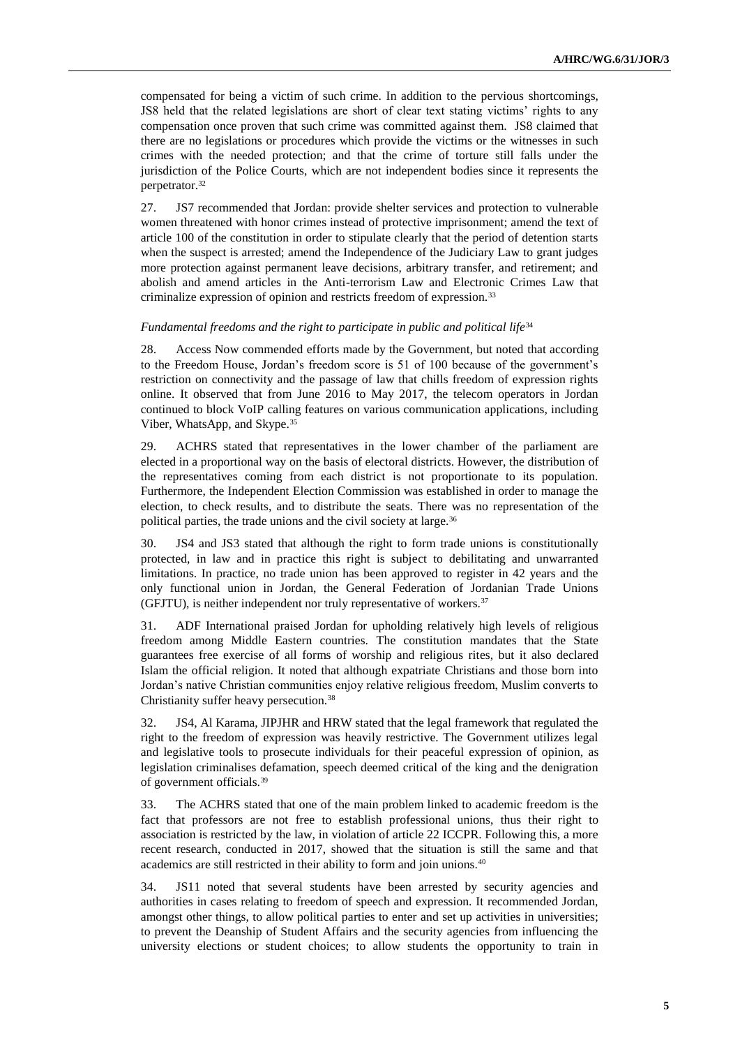compensated for being a victim of such crime. In addition to the pervious shortcomings, JS8 held that the related legislations are short of clear text stating victims' rights to any compensation once proven that such crime was committed against them. JS8 claimed that there are no legislations or procedures which provide the victims or the witnesses in such crimes with the needed protection; and that the crime of torture still falls under the jurisdiction of the Police Courts, which are not independent bodies since it represents the perpetrator.[32]

27. JS7 recommended that Jordan: provide shelter services and protection to vulnerable women threatened with honor crimes instead of protective imprisonment; amend the text of article 100 of the constitution in order to stipulate clearly that the period of detention starts when the suspect is arrested; amend the Independence of the Judiciary Law to grant judges more protection against permanent leave decisions, arbitrary transfer, and retirement; and abolish and amend articles in the Anti-terrorism Law and Electronic Crimes Law that criminalize expression of opinion and restricts freedom of expression.[33]

*Fundamental freedoms and the right to participate in public and political life*[34]

28. Access Now commended efforts made by the Government, but noted that according to the Freedom House, Jordan's freedom score is 51 of 100 because of the government's restriction on connectivity and the passage of law that chills freedom of expression rights online. It observed that from June 2016 to May 2017, the telecom operators in Jordan continued to block VoIP calling features on various communication applications, including Viber, WhatsApp, and Skype.[35]

29. ACHRS stated that representatives in the lower chamber of the parliament are elected in a proportional way on the basis of electoral districts. However, the distribution of the representatives coming from each district is not proportionate to its population. Furthermore, the Independent Election Commission was established in order to manage the election, to check results, and to distribute the seats. There was no representation of the political parties, the trade unions and the civil society at large.[36]

30. JS4 and JS3 stated that although the right to form trade unions is constitutionally protected, in law and in practice this right is subject to debilitating and unwarranted limitations. In practice, no trade union has been approved to register in 42 years and the only functional union in Jordan, the General Federation of Jordanian Trade Unions (GFJTU), is neither independent nor truly representative of workers.[37]

31. ADF International praised Jordan for upholding relatively high levels of religious freedom among Middle Eastern countries. The constitution mandates that the State guarantees free exercise of all forms of worship and religious rites, but it also declared Islam the official religion. It noted that although expatriate Christians and those born into Jordan's native Christian communities enjoy relative religious freedom, Muslim converts to Christianity suffer heavy persecution.[38]

32. JS4, Al Karama, JIPJHR and HRW stated that the legal framework that regulated the right to the freedom of expression was heavily restrictive. The Government utilizes legal and legislative tools to prosecute individuals for their peaceful expression of opinion, as legislation criminalises defamation, speech deemed critical of the king and the denigration of government officials.[39]

33. The ACHRS stated that one of the main problem linked to academic freedom is the fact that professors are not free to establish professional unions, thus their right to association is restricted by the law, in violation of article 22 ICCPR. Following this, a more recent research, conducted in 2017, showed that the situation is still the same and that academics are still restricted in their ability to form and join unions.[40]

34. JS11 noted that several students have been arrested by security agencies and authorities in cases relating to freedom of speech and expression. It recommended Jordan, amongst other things, to allow political parties to enter and set up activities in universities; to prevent the Deanship of Student Affairs and the security agencies from influencing the university elections or student choices; to allow students the opportunity to train in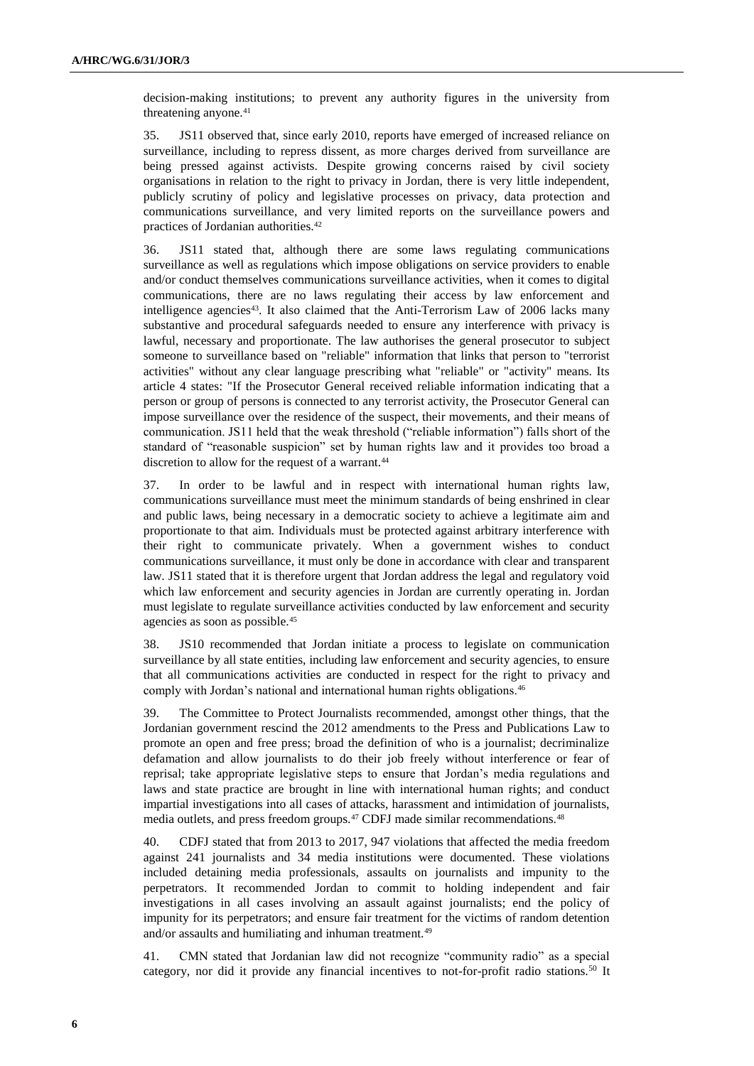decision-making institutions; to prevent any authority figures in the university from threatening anyone.[41]

35. JS11 observed that, since early 2010, reports have emerged of increased reliance on surveillance, including to repress dissent, as more charges derived from surveillance are being pressed against activists. Despite growing concerns raised by civil society organisations in relation to the right to privacy in Jordan, there is very little independent, publicly scrutiny of policy and legislative processes on privacy, data protection and communications surveillance, and very limited reports on the surveillance powers and practices of Jordanian authorities.[42]

36. JS11 stated that, although there are some laws regulating communications surveillance as well as regulations which impose obligations on service providers to enable and/or conduct themselves communications surveillance activities, when it comes to digital communications, there are no laws regulating their access by law enforcement and intelligence agencies[43]. It also claimed that the Anti-Terrorism Law of 2006 lacks many substantive and procedural safeguards needed to ensure any interference with privacy is lawful, necessary and proportionate. The law authorises the general prosecutor to subject someone to surveillance based on "reliable" information that links that person to "terrorist activities" without any clear language prescribing what "reliable" or "activity" means. Its article 4 states: "If the Prosecutor General received reliable information indicating that a person or group of persons is connected to any terrorist activity, the Prosecutor General can impose surveillance over the residence of the suspect, their movements, and their means of communication. JS11 held that the weak threshold ("reliable information") falls short of the standard of "reasonable suspicion" set by human rights law and it provides too broad a discretion to allow for the request of a warrant.[44]

37. In order to be lawful and in respect with international human rights law, communications surveillance must meet the minimum standards of being enshrined in clear and public laws, being necessary in a democratic society to achieve a legitimate aim and proportionate to that aim. Individuals must be protected against arbitrary interference with their right to communicate privately. When a government wishes to conduct communications surveillance, it must only be done in accordance with clear and transparent law. JS11 stated that it is therefore urgent that Jordan address the legal and regulatory void which law enforcement and security agencies in Jordan are currently operating in. Jordan must legislate to regulate surveillance activities conducted by law enforcement and security agencies as soon as possible.[45]

38. JS10 recommended that Jordan initiate a process to legislate on communication surveillance by all state entities, including law enforcement and security agencies, to ensure that all communications activities are conducted in respect for the right to privacy and comply with Jordan's national and international human rights obligations.[46]

39. The Committee to Protect Journalists recommended, amongst other things, that the Jordanian government rescind the 2012 amendments to the Press and Publications Law to promote an open and free press; broad the definition of who is a journalist; decriminalize defamation and allow journalists to do their job freely without interference or fear of reprisal; take appropriate legislative steps to ensure that Jordan's media regulations and laws and state practice are brought in line with international human rights; and conduct impartial investigations into all cases of attacks, harassment and intimidation of journalists, media outlets, and press freedom groups.[47] CDFJ made similar recommendations.[48]

40. CDFJ stated that from 2013 to 2017, 947 violations that affected the media freedom against 241 journalists and 34 media institutions were documented. These violations included detaining media professionals, assaults on journalists and impunity to the perpetrators. It recommended Jordan to commit to holding independent and fair investigations in all cases involving an assault against journalists; end the policy of impunity for its perpetrators; and ensure fair treatment for the victims of random detention and/or assaults and humiliating and inhuman treatment.[49]

41. CMN stated that Jordanian law did not recognize "community radio" as a special category, nor did it provide any financial incentives to not-for-profit radio stations.[50] It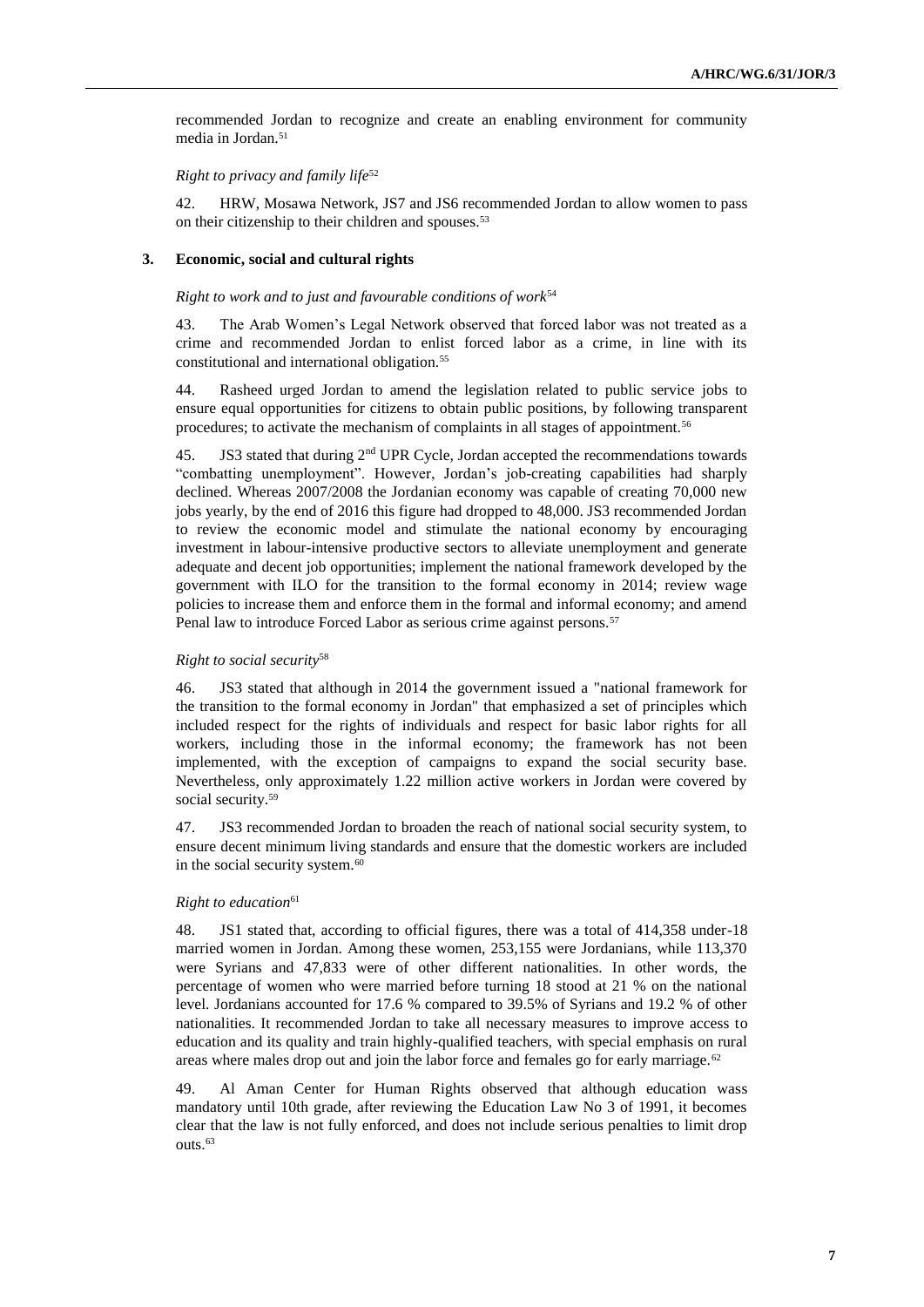recommended Jordan to recognize and create an enabling environment for community media in Jordan.[51]

*Right to privacy and family life*[52]

42. HRW, Mosawa Network, JS7 and JS6 recommended Jordan to allow women to pass on their citizenship to their children and spouses.[53]

### 3. Economic, social and cultural rights

*Right to work and to just and favourable conditions of work*[54]

43. The Arab Women's Legal Network observed that forced labor was not treated as a crime and recommended Jordan to enlist forced labor as a crime, in line with its constitutional and international obligation.[55]

44. Rasheed urged Jordan to amend the legislation related to public service jobs to ensure equal opportunities for citizens to obtain public positions, by following transparent procedures; to activate the mechanism of complaints in all stages of appointment.[56]

45. JS3 stated that during 2nd UPR Cycle, Jordan accepted the recommendations towards "combatting unemployment". However, Jordan's job-creating capabilities had sharply declined. Whereas 2007/2008 the Jordanian economy was capable of creating 70,000 new jobs yearly, by the end of 2016 this figure had dropped to 48,000. JS3 recommended Jordan to review the economic model and stimulate the national economy by encouraging investment in labour-intensive productive sectors to alleviate unemployment and generate adequate and decent job opportunities; implement the national framework developed by the government with ILO for the transition to the formal economy in 2014; review wage policies to increase them and enforce them in the formal and informal economy; and amend Penal law to introduce Forced Labor as serious crime against persons.[57]

*Right to social security*[58]

46. JS3 stated that although in 2014 the government issued a "national framework for the transition to the formal economy in Jordan" that emphasized a set of principles which included respect for the rights of individuals and respect for basic labor rights for all workers, including those in the informal economy; the framework has not been implemented, with the exception of campaigns to expand the social security base. Nevertheless, only approximately 1.22 million active workers in Jordan were covered by social security.[59]

47. JS3 recommended Jordan to broaden the reach of national social security system, to ensure decent minimum living standards and ensure that the domestic workers are included in the social security system.[60]

*Right to education*[61]

48. JS1 stated that, according to official figures, there was a total of 414,358 under-18 married women in Jordan. Among these women, 253,155 were Jordanians, while 113,370 were Syrians and 47,833 were of other different nationalities. In other words, the percentage of women who were married before turning 18 stood at 21 % on the national level. Jordanians accounted for 17.6 % compared to 39.5% of Syrians and 19.2 % of other nationalities. It recommended Jordan to take all necessary measures to improve access to education and its quality and train highly-qualified teachers, with special emphasis on rural areas where males drop out and join the labor force and females go for early marriage.[62]

49. Al Aman Center for Human Rights observed that although education wass mandatory until 10th grade, after reviewing the Education Law No 3 of 1991, it becomes clear that the law is not fully enforced, and does not include serious penalties to limit drop outs.[63]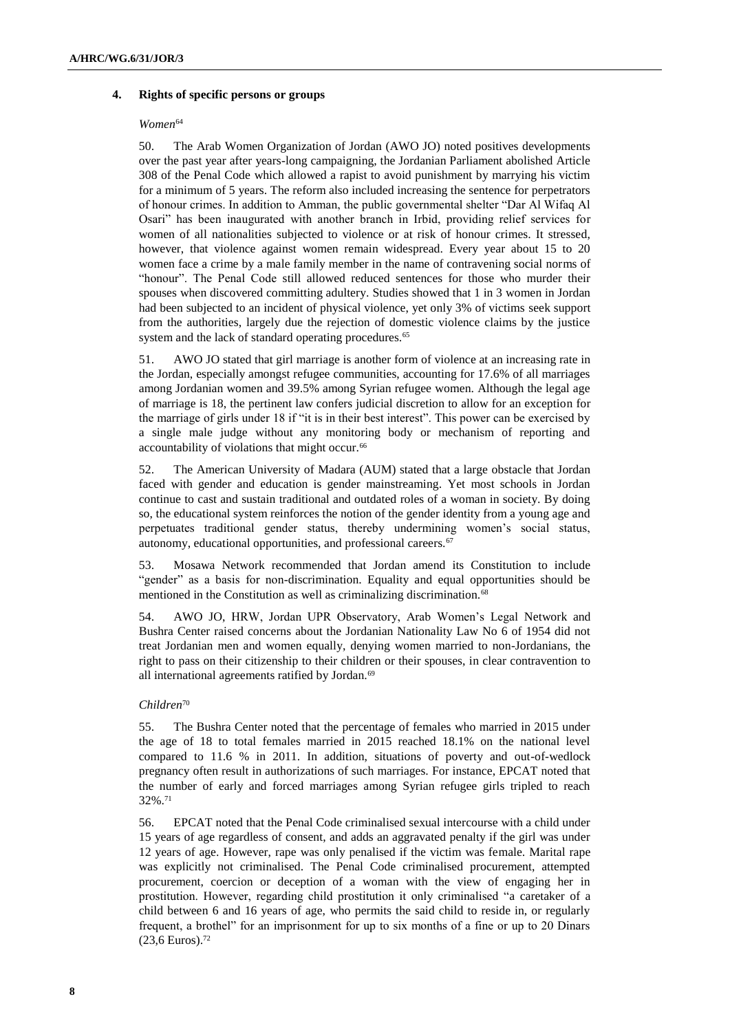### 4. Rights of specific persons or groups

*Women*[64]

50. The Arab Women Organization of Jordan (AWO JO) noted positives developments over the past year after years-long campaigning, the Jordanian Parliament abolished Article 308 of the Penal Code which allowed a rapist to avoid punishment by marrying his victim for a minimum of 5 years. The reform also included increasing the sentence for perpetrators of honour crimes. In addition to Amman, the public governmental shelter "Dar Al Wifaq Al Osari" has been inaugurated with another branch in Irbid, providing relief services for women of all nationalities subjected to violence or at risk of honour crimes. It stressed, however, that violence against women remain widespread. Every year about 15 to 20 women face a crime by a male family member in the name of contravening social norms of "honour". The Penal Code still allowed reduced sentences for those who murder their spouses when discovered committing adultery. Studies showed that 1 in 3 women in Jordan had been subjected to an incident of physical violence, yet only 3% of victims seek support from the authorities, largely due the rejection of domestic violence claims by the justice system and the lack of standard operating procedures.[65]

51. AWO JO stated that girl marriage is another form of violence at an increasing rate in the Jordan, especially amongst refugee communities, accounting for 17.6% of all marriages among Jordanian women and 39.5% among Syrian refugee women. Although the legal age of marriage is 18, the pertinent law confers judicial discretion to allow for an exception for the marriage of girls under 18 if "it is in their best interest". This power can be exercised by a single male judge without any monitoring body or mechanism of reporting and accountability of violations that might occur.[66]

52. The American University of Madara (AUM) stated that a large obstacle that Jordan faced with gender and education is gender mainstreaming. Yet most schools in Jordan continue to cast and sustain traditional and outdated roles of a woman in society. By doing so, the educational system reinforces the notion of the gender identity from a young age and perpetuates traditional gender status, thereby undermining women's social status, autonomy, educational opportunities, and professional careers.[67]

53. Mosawa Network recommended that Jordan amend its Constitution to include "gender" as a basis for non-discrimination. Equality and equal opportunities should be mentioned in the Constitution as well as criminalizing discrimination.[68]

54. AWO JO, HRW, Jordan UPR Observatory, Arab Women's Legal Network and Bushra Center raised concerns about the Jordanian Nationality Law No 6 of 1954 did not treat Jordanian men and women equally, denying women married to non-Jordanians, the right to pass on their citizenship to their children or their spouses, in clear contravention to all international agreements ratified by Jordan.[69]

*Children*[70]

55. The Bushra Center noted that the percentage of females who married in 2015 under the age of 18 to total females married in 2015 reached 18.1% on the national level compared to 11.6 % in 2011. In addition, situations of poverty and out-of-wedlock pregnancy often result in authorizations of such marriages. For instance, EPCAT noted that the number of early and forced marriages among Syrian refugee girls tripled to reach 32%.[71]

56. EPCAT noted that the Penal Code criminalised sexual intercourse with a child under 15 years of age regardless of consent, and adds an aggravated penalty if the girl was under 12 years of age. However, rape was only penalised if the victim was female. Marital rape was explicitly not criminalised. The Penal Code criminalised procurement, attempted procurement, coercion or deception of a woman with the view of engaging her in prostitution. However, regarding child prostitution it only criminalised "a caretaker of a child between 6 and 16 years of age, who permits the said child to reside in, or regularly frequent, a brothel" for an imprisonment for up to six months of a fine or up to 20 Dinars (23,6 Euros).[72]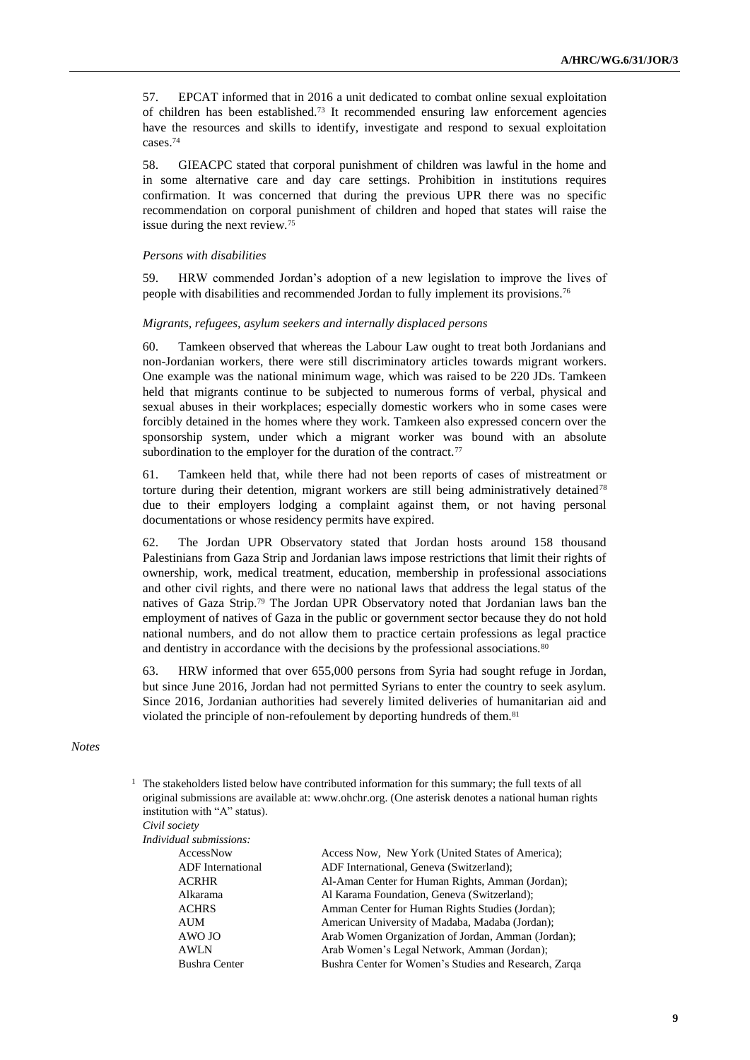57. EPCAT informed that in 2016 a unit dedicated to combat online sexual exploitation of children has been established.[73] It recommended ensuring law enforcement agencies have the resources and skills to identify, investigate and respond to sexual exploitation cases.[74]

58. GIEACPC stated that corporal punishment of children was lawful in the home and in some alternative care and day care settings. Prohibition in institutions requires confirmation. It was concerned that during the previous UPR there was no specific recommendation on corporal punishment of children and hoped that states will raise the issue during the next review.[75]

*Persons with disabilities*

59. HRW commended Jordan's adoption of a new legislation to improve the lives of people with disabilities and recommended Jordan to fully implement its provisions.[76]

*Migrants, refugees, asylum seekers and internally displaced persons*

60. Tamkeen observed that whereas the Labour Law ought to treat both Jordanians and non-Jordanian workers, there were still discriminatory articles towards migrant workers. One example was the national minimum wage, which was raised to be 220 JDs. Tamkeen held that migrants continue to be subjected to numerous forms of verbal, physical and sexual abuses in their workplaces; especially domestic workers who in some cases were forcibly detained in the homes where they work. Tamkeen also expressed concern over the sponsorship system, under which a migrant worker was bound with an absolute subordination to the employer for the duration of the contract.[77]

61. Tamkeen held that, while there had not been reports of cases of mistreatment or torture during their detention, migrant workers are still being administratively detained[78] due to their employers lodging a complaint against them, or not having personal documentations or whose residency permits have expired.

62. The Jordan UPR Observatory stated that Jordan hosts around 158 thousand Palestinians from Gaza Strip and Jordanian laws impose restrictions that limit their rights of ownership, work, medical treatment, education, membership in professional associations and other civil rights, and there were no national laws that address the legal status of the natives of Gaza Strip.[79] The Jordan UPR Observatory noted that Jordanian laws ban the employment of natives of Gaza in the public or government sector because they do not hold national numbers, and do not allow them to practice certain professions as legal practice and dentistry in accordance with the decisions by the professional associations.[80]

63. HRW informed that over 655,000 persons from Syria had sought refuge in Jordan, but since June 2016, Jordan had not permitted Syrians to enter the country to seek asylum. Since 2016, Jordanian authorities had severely limited deliveries of humanitarian aid and violated the principle of non-refoulement by deporting hundreds of them.[81]

*Notes*

[1] The stakeholders listed below have contributed information for this summary; the full texts of all original submissions are available at: www.ohchr.org. (One asterisk denotes a national human rights institution with "A" status).

*Civil society*

*Individual submissions:*

| | |
|---|---|
| AccessNow | Access Now, New York (United States of America); |
| ADF International | ADF International, Geneva (Switzerland); |
| ACRHR | Al-Aman Center for Human Rights, Amman (Jordan); |
| Alkarama | Al Karama Foundation, Geneva (Switzerland); |
| ACHRS | Amman Center for Human Rights Studies (Jordan); |
| AUM | American University of Madaba, Madaba (Jordan); |
| AWO JO | Arab Women Organization of Jordan, Amman (Jordan); |
| AWLN | Arab Women's Legal Network, Amman (Jordan); |
| Bushra Center | Bushra Center for Women's Studies and Research, Zarqa |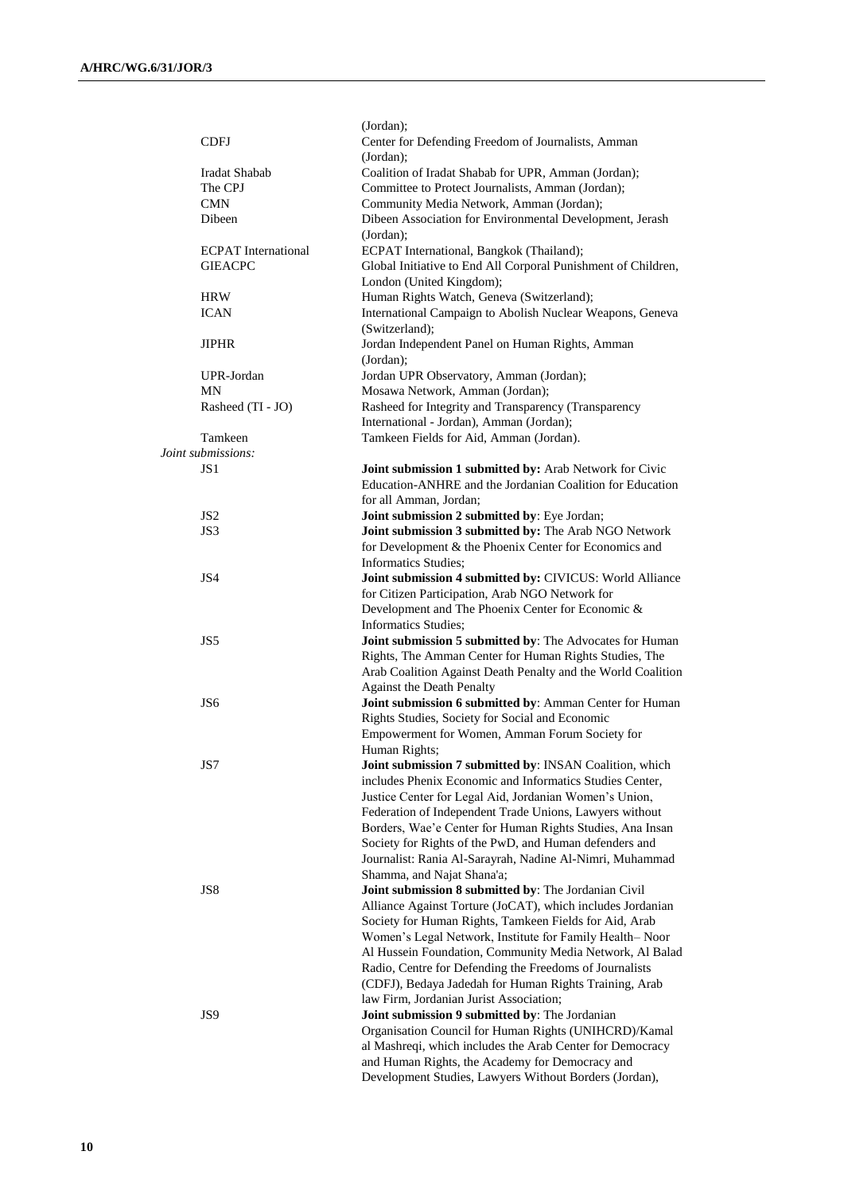| | |
|---|---|
| | (Jordan); |
| CDFJ | Center for Defending Freedom of Journalists, Amman (Jordan); |
| Iradat Shabab | Coalition of Iradat Shabab for UPR, Amman (Jordan); |
| The CPJ | Committee to Protect Journalists, Amman (Jordan); |
| CMN | Community Media Network, Amman (Jordan); |
| Dibeen | Dibeen Association for Environmental Development, Jerash (Jordan); |
| ECPAT International | ECPAT International, Bangkok (Thailand); |
| GIEACPC | Global Initiative to End All Corporal Punishment of Children, London (United Kingdom); |
| HRW | Human Rights Watch, Geneva (Switzerland); |
| ICAN | International Campaign to Abolish Nuclear Weapons, Geneva (Switzerland); |
| JIPHR | Jordan Independent Panel on Human Rights, Amman (Jordan); |
| UPR-Jordan | Jordan UPR Observatory, Amman (Jordan); |
| MN | Mosawa Network, Amman (Jordan); |
| Rasheed (TI - JO) | Rasheed for Integrity and Transparency (Transparency International - Jordan), Amman (Jordan); |
| Tamkeen | Tamkeen Fields for Aid, Amman (Jordan). |

*Joint submissions:*

| | |
|---|---|
| JS1 | **Joint submission 1 submitted by:** Arab Network for Civic Education-ANHRE and the Jordanian Coalition for Education for all Amman, Jordan; |
| JS2 | **Joint submission 2 submitted by**: Eye Jordan; |
| JS3 | **Joint submission 3 submitted by:** The Arab NGO Network for Development & the Phoenix Center for Economics and Informatics Studies; |
| JS4 | **Joint submission 4 submitted by:** CIVICUS: World Alliance for Citizen Participation, Arab NGO Network for Development and The Phoenix Center for Economic & Informatics Studies; |
| JS5 | **Joint submission 5 submitted by**: The Advocates for Human Rights, The Amman Center for Human Rights Studies, The Arab Coalition Against Death Penalty and the World Coalition Against the Death Penalty |
| JS6 | **Joint submission 6 submitted by**: Amman Center for Human Rights Studies, Society for Social and Economic Empowerment for Women, Amman Forum Society for Human Rights; |
| JS7 | **Joint submission 7 submitted by**: INSAN Coalition, which includes Phenix Economic and Informatics Studies Center, Justice Center for Legal Aid, Jordanian Women's Union, Federation of Independent Trade Unions, Lawyers without Borders, Wae'e Center for Human Rights Studies, Ana Insan Society for Rights of the PwD, and Human defenders and Journalist: Rania Al-Sarayrah, Nadine Al-Nimri, Muhammad Shamma, and Najat Shana'a; |
| JS8 | **Joint submission 8 submitted by**: The Jordanian Civil Alliance Against Torture (JoCAT), which includes Jordanian Society for Human Rights, Tamkeen Fields for Aid, Arab Women's Legal Network, Institute for Family Health– Noor Al Hussein Foundation, Community Media Network, Al Balad Radio, Centre for Defending the Freedoms of Journalists (CDFJ), Bedaya Jadedah for Human Rights Training, Arab law Firm, Jordanian Jurist Association; |
| JS9 | **Joint submission 9 submitted by**: The Jordanian Organisation Council for Human Rights (UNIHCRD)/Kamal al Mashreqi, which includes the Arab Center for Democracy and Human Rights, the Academy for Democracy and Development Studies, Lawyers Without Borders (Jordan), |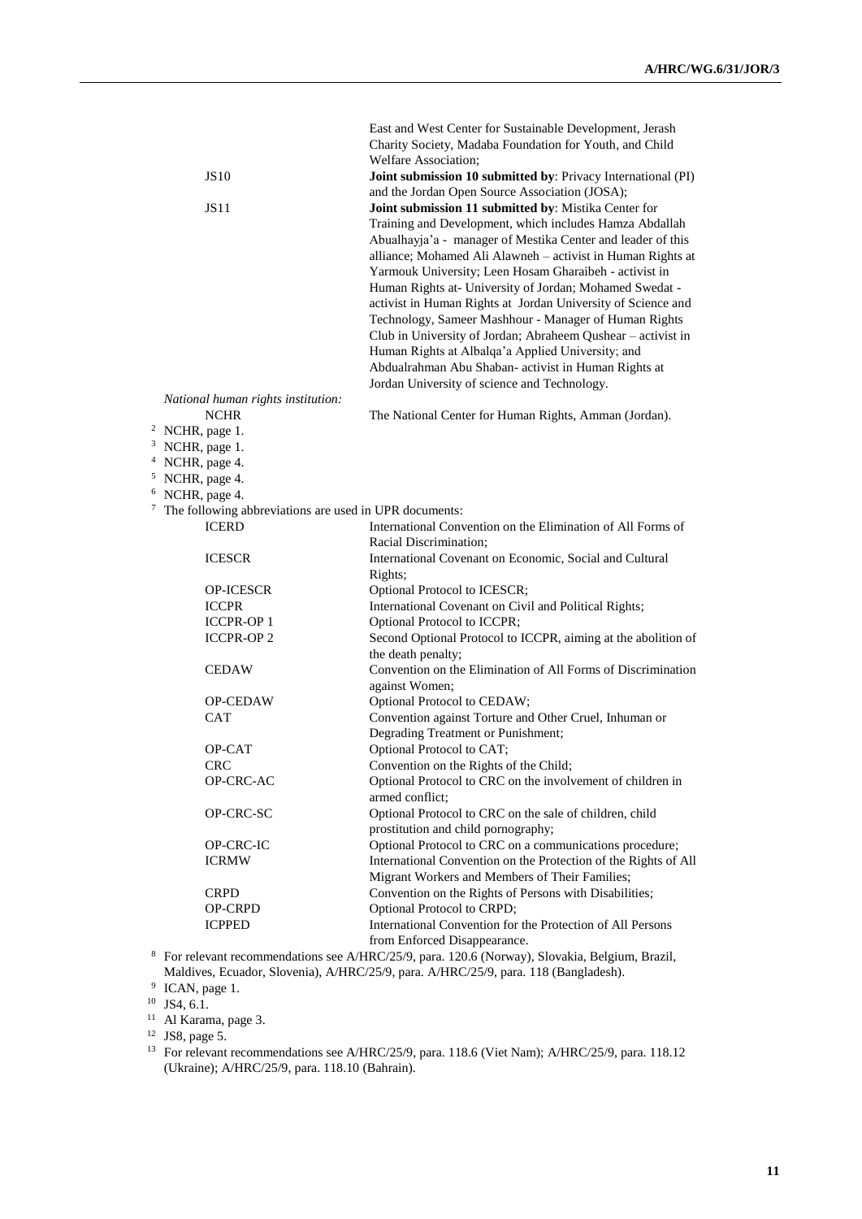| | |
|---|---|
| | East and West Center for Sustainable Development, Jerash Charity Society, Madaba Foundation for Youth, and Child Welfare Association; |
| JS10 | **Joint submission 10 submitted by**: Privacy International (PI) and the Jordan Open Source Association (JOSA); |
| JS11 | **Joint submission 11 submitted by**: Mistika Center for Training and Development, which includes Hamza Abdallah Abualhayja'a - manager of Mestika Center and leader of this alliance; Mohamed Ali Alawneh – activist in Human Rights at Yarmouk University; Leen Hosam Gharaibeh - activist in Human Rights at- University of Jordan; Mohamed Swedat - activist in Human Rights at Jordan University of Science and Technology, Sameer Mashhour - Manager of Human Rights Club in University of Jordan; Abraheem Qushear – activist in Human Rights at Albalqa'a Applied University; and Abdualrahman Abu Shaban- activist in Human Rights at Jordan University of science and Technology. |

*National human rights institution:*

| | |
|---|---|
| NCHR | The National Center for Human Rights, Amman (Jordan). |

[2] NCHR, page 1.

[3] NCHR, page 1.

[4] NCHR, page 4.

[5] NCHR, page 4.

[6] NCHR, page 4.

[7] The following abbreviations are used in UPR documents:

| | |
|---|---|
| ICERD | International Convention on the Elimination of All Forms of Racial Discrimination; |
| ICESCR | International Covenant on Economic, Social and Cultural Rights; |
| OP-ICESCR | Optional Protocol to ICESCR; |
| ICCPR | International Covenant on Civil and Political Rights; |
| ICCPR-OP 1 | Optional Protocol to ICCPR; |
| ICCPR-OP 2 | Second Optional Protocol to ICCPR, aiming at the abolition of the death penalty; |
| CEDAW | Convention on the Elimination of All Forms of Discrimination against Women; |
| OP-CEDAW | Optional Protocol to CEDAW; |
| CAT | Convention against Torture and Other Cruel, Inhuman or Degrading Treatment or Punishment; |
| OP-CAT | Optional Protocol to CAT; |
| CRC | Convention on the Rights of the Child; |
| OP-CRC-AC | Optional Protocol to CRC on the involvement of children in armed conflict; |
| OP-CRC-SC | Optional Protocol to CRC on the sale of children, child prostitution and child pornography; |
| OP-CRC-IC | Optional Protocol to CRC on a communications procedure; |
| ICRMW | International Convention on the Protection of the Rights of All Migrant Workers and Members of Their Families; |
| CRPD | Convention on the Rights of Persons with Disabilities; |
| OP-CRPD | Optional Protocol to CRPD; |
| ICPPED | International Convention for the Protection of All Persons from Enforced Disappearance. |

[8] For relevant recommendations see A/HRC/25/9, para. 120.6 (Norway), Slovakia, Belgium, Brazil, Maldives, Ecuador, Slovenia), A/HRC/25/9, para. A/HRC/25/9, para. 118 (Bangladesh).

[9] ICAN, page 1.

[10] JS4, 6.1.

[11] Al Karama, page 3.

[12] JS8, page 5.

[13] For relevant recommendations see A/HRC/25/9, para. 118.6 (Viet Nam); A/HRC/25/9, para. 118.12 (Ukraine); A/HRC/25/9, para. 118.10 (Bahrain).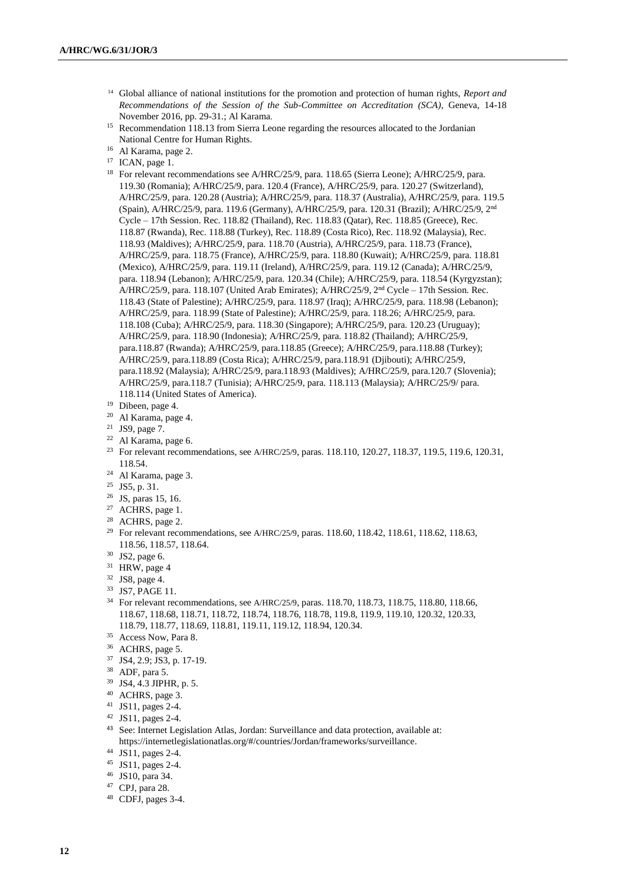[14] Global alliance of national institutions for the promotion and protection of human rights, *Report and Recommendations of the Session of the Sub-Committee on Accreditation (SCA)*, Geneva, 14-18 November 2016, pp. 29-31.; Al Karama.

[15] Recommendation 118.13 from Sierra Leone regarding the resources allocated to the Jordanian National Centre for Human Rights.

[16] Al Karama, page 2.

[17] ICAN, page 1.

[18] For relevant recommendations see A/HRC/25/9, para. 118.65 (Sierra Leone); A/HRC/25/9, para. 119.30 (Romania); A/HRC/25/9, para. 120.4 (France), A/HRC/25/9, para. 120.27 (Switzerland), A/HRC/25/9, para. 120.28 (Austria); A/HRC/25/9, para. 118.37 (Australia), A/HRC/25/9, para. 119.5 (Spain), A/HRC/25/9, para. 119.6 (Germany), A/HRC/25/9, para. 120.31 (Brazil); A/HRC/25/9, 2nd Cycle – 17th Session. Rec. 118.82 (Thailand), Rec. 118.83 (Qatar), Rec. 118.85 (Greece), Rec. 118.87 (Rwanda), Rec. 118.88 (Turkey), Rec. 118.89 (Costa Rico), Rec. 118.92 (Malaysia), Rec. 118.93 (Maldives); A/HRC/25/9, para. 118.70 (Austria), A/HRC/25/9, para. 118.73 (France), A/HRC/25/9, para. 118.75 (France), A/HRC/25/9, para. 118.80 (Kuwait); A/HRC/25/9, para. 118.81 (Mexico), A/HRC/25/9, para. 119.11 (Ireland), A/HRC/25/9, para. 119.12 (Canada); A/HRC/25/9, para. 118.94 (Lebanon); A/HRC/25/9, para. 120.34 (Chile); A/HRC/25/9, para. 118.54 (Kyrgyzstan); A/HRC/25/9, para. 118.107 (United Arab Emirates); A/HRC/25/9, 2nd Cycle – 17th Session. Rec. 118.43 (State of Palestine); A/HRC/25/9, para. 118.97 (Iraq); A/HRC/25/9, para. 118.98 (Lebanon); A/HRC/25/9, para. 118.99 (State of Palestine); A/HRC/25/9, para. 118.26; A/HRC/25/9, para. 118.108 (Cuba); A/HRC/25/9, para. 118.30 (Singapore); A/HRC/25/9, para. 120.23 (Uruguay); A/HRC/25/9, para. 118.90 (Indonesia); A/HRC/25/9, para. 118.82 (Thailand); A/HRC/25/9, para.118.87 (Rwanda); A/HRC/25/9, para.118.85 (Greece); A/HRC/25/9, para.118.88 (Turkey); A/HRC/25/9, para.118.89 (Costa Rica); A/HRC/25/9, para.118.91 (Djibouti); A/HRC/25/9, para.118.92 (Malaysia); A/HRC/25/9, para.118.93 (Maldives); A/HRC/25/9, para.120.7 (Slovenia); A/HRC/25/9, para.118.7 (Tunisia); A/HRC/25/9, para. 118.113 (Malaysia); A/HRC/25/9/ para. 118.114 (United States of America).

[19] Dibeen, page 4.

[20] Al Karama, page 4.

[21] JS9, page 7.

[22] Al Karama, page 6.

[23] For relevant recommendations, see A/HRC/25/9, paras. 118.110, 120.27, 118.37, 119.5, 119.6, 120.31, 118.54.

[24] Al Karama, page 3.

[25] JS5, p. 31.

[26] JS, paras 15, 16.

[27] ACHRS, page 1.

[28] ACHRS, page 2.

[29] For relevant recommendations, see A/HRC/25/9, paras. 118.60, 118.42, 118.61, 118.62, 118.63, 118.56, 118.57, 118.64.

[30] JS2, page 6.

[31] HRW, page 4

[32] JS8, page 4.

[33] JS7, PAGE 11.

[34] For relevant recommendations, see A/HRC/25/9, paras. 118.70, 118.73, 118.75, 118.80, 118.66, 118.67, 118.68, 118.71, 118.72, 118.74, 118.76, 118.78, 119.8, 119.9, 119.10, 120.32, 120.33, 118.79, 118.77, 118.69, 118.81, 119.11, 119.12, 118.94, 120.34.

[35] Access Now, Para 8.

[36] ACHRS, page 5.

[37] JS4, 2.9; JS3, p. 17-19.

[38] ADF, para 5.

[39] JS4, 4.3 JIPHR, p. 5.

[40] ACHRS, page 3.

[41] JS11, pages 2-4.

[42] JS11, pages 2-4.

[43] See: Internet Legislation Atlas, Jordan: Surveillance and data protection, available at: https://internetlegislationatlas.org/#/countries/Jordan/frameworks/surveillance.

[44] JS11, pages 2-4.

[45] JS11, pages 2-4.

[46] JS10, para 34.

[47] CPJ, para 28.

[48] CDFJ, pages 3-4.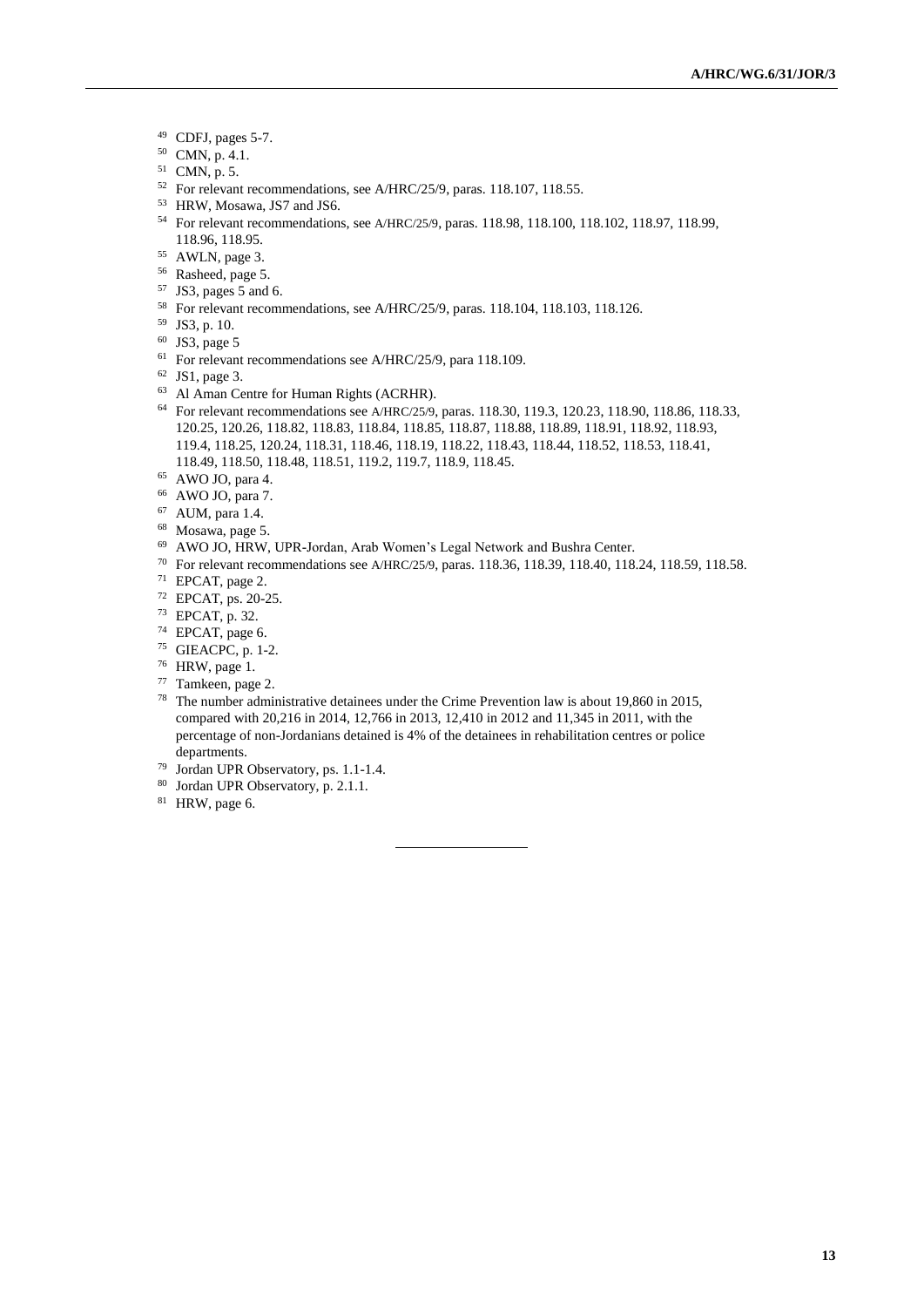[49] CDFJ, pages 5-7.

[50] CMN, p. 4.1.

[51] CMN, p. 5.

[52] For relevant recommendations, see A/HRC/25/9, paras. 118.107, 118.55.

[53] HRW, Mosawa, JS7 and JS6.

[54] For relevant recommendations, see A/HRC/25/9, paras. 118.98, 118.100, 118.102, 118.97, 118.99, 118.96, 118.95.

[55] AWLN, page 3.

[56] Rasheed, page 5.

[57] JS3, pages 5 and 6.

[58] For relevant recommendations, see A/HRC/25/9, paras. 118.104, 118.103, 118.126.

[59] JS3, p. 10.

[60] JS3, page 5

[61] For relevant recommendations see A/HRC/25/9, para 118.109.

[62] JS1, page 3.

[63] Al Aman Centre for Human Rights (ACRHR).

[64] For relevant recommendations see A/HRC/25/9, paras. 118.30, 119.3, 120.23, 118.90, 118.86, 118.33, 120.25, 120.26, 118.82, 118.83, 118.84, 118.85, 118.87, 118.88, 118.89, 118.91, 118.92, 118.93, 119.4, 118.25, 120.24, 118.31, 118.46, 118.19, 118.22, 118.43, 118.44, 118.52, 118.53, 118.41, 118.49, 118.50, 118.48, 118.51, 119.2, 119.7, 118.9, 118.45.

[65] AWO JO, para 4.

[66] AWO JO, para 7.

[67] AUM, para 1.4.

[68] Mosawa, page 5.

[69] AWO JO, HRW, UPR-Jordan, Arab Women's Legal Network and Bushra Center.

[70] For relevant recommendations see A/HRC/25/9, paras. 118.36, 118.39, 118.40, 118.24, 118.59, 118.58.

[71] EPCAT, page 2.

[72] EPCAT, ps. 20-25.

[73] EPCAT, p. 32.

[74] EPCAT, page 6.

[75] GIEACPC, p. 1-2.

[76] HRW, page 1.

[77] Tamkeen, page 2.

[78] The number administrative detainees under the Crime Prevention law is about 19,860 in 2015, compared with 20,216 in 2014, 12,766 in 2013, 12,410 in 2012 and 11,345 in 2011, with the percentage of non-Jordanians detained is 4% of the detainees in rehabilitation centres or police departments.

[79] Jordan UPR Observatory, ps. 1.1-1.4.

[80] Jordan UPR Observatory, p. 2.1.1.

[81] HRW, page 6.